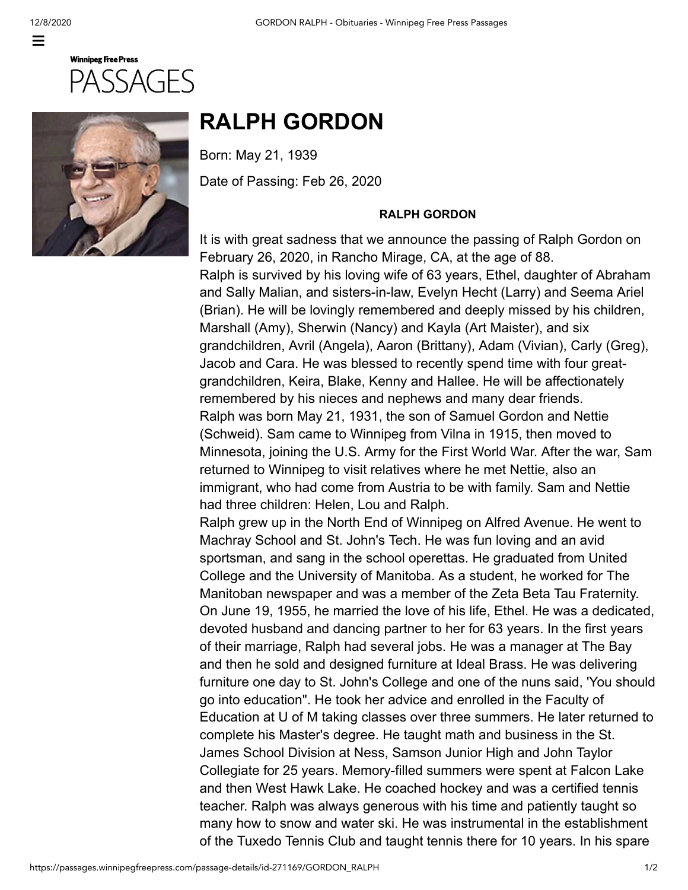Winnipeg Free Press

PASSAGES

# RALPH GORDON

Born: May 21, 1939

Date of Passing: Feb 26, 2020

**RALPH GORDON**

It is with great sadness that we announce the passing of Ralph Gordon on February 26, 2020, in Rancho Mirage, CA, at the age of 88.

Ralph is survived by his loving wife of 63 years, Ethel, daughter of Abraham and Sally Malian, and sisters-in-law, Evelyn Hecht (Larry) and Seema Ariel (Brian). He will be lovingly remembered and deeply missed by his children, Marshall (Amy), Sherwin (Nancy) and Kayla (Art Maister), and six grandchildren, Avril (Angela), Aaron (Brittany), Adam (Vivian), Carly (Greg), Jacob and Cara. He was blessed to recently spend time with four great-grandchildren, Keira, Blake, Kenny and Hallee. He will be affectionately remembered by his nieces and nephews and many dear friends.

Ralph was born May 21, 1931, the son of Samuel Gordon and Nettie (Schweid). Sam came to Winnipeg from Vilna in 1915, then moved to Minnesota, joining the U.S. Army for the First World War. After the war, Sam returned to Winnipeg to visit relatives where he met Nettie, also an immigrant, who had come from Austria to be with family. Sam and Nettie had three children: Helen, Lou and Ralph.

Ralph grew up in the North End of Winnipeg on Alfred Avenue. He went to Machray School and St. John's Tech. He was fun loving and an avid sportsman, and sang in the school operettas. He graduated from United College and the University of Manitoba. As a student, he worked for The Manitoban newspaper and was a member of the Zeta Beta Tau Fraternity. On June 19, 1955, he married the love of his life, Ethel. He was a dedicated, devoted husband and dancing partner to her for 63 years. In the first years of their marriage, Ralph had several jobs. He was a manager at The Bay and then he sold and designed furniture at Ideal Brass. He was delivering furniture one day to St. John's College and one of the nuns said, 'You should go into education". He took her advice and enrolled in the Faculty of Education at U of M taking classes over three summers. He later returned to complete his Master's degree. He taught math and business in the St. James School Division at Ness, Samson Junior High and John Taylor Collegiate for 25 years. Memory-filled summers were spent at Falcon Lake and then West Hawk Lake. He coached hockey and was a certified tennis teacher. Ralph was always generous with his time and patiently taught so many how to snow and water ski. He was instrumental in the establishment of the Tuxedo Tennis Club and taught tennis there for 10 years. In his spare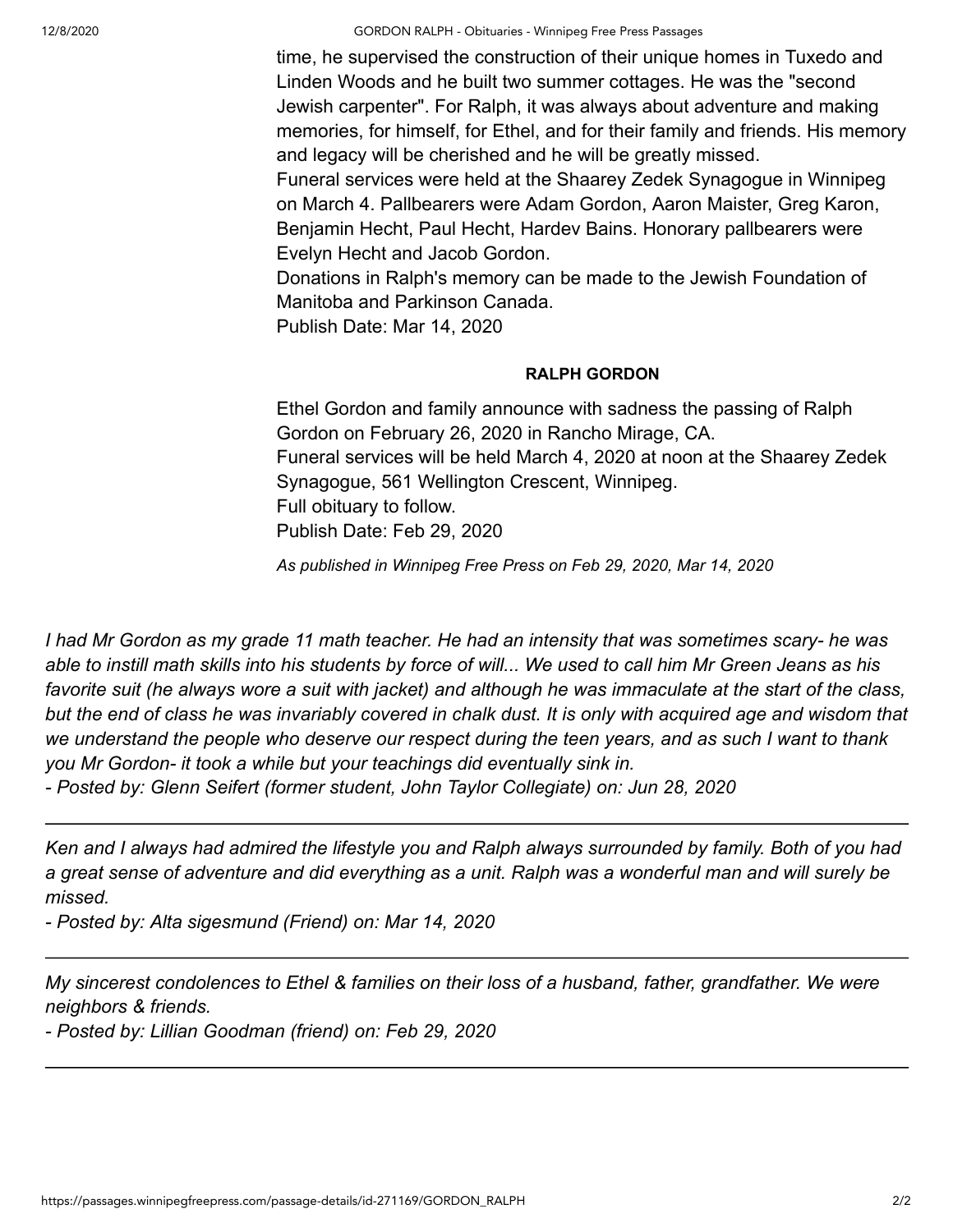time, he supervised the construction of their unique homes in Tuxedo and Linden Woods and he built two summer cottages. He was the "second Jewish carpenter". For Ralph, it was always about adventure and making memories, for himself, for Ethel, and for their family and friends. His memory and legacy will be cherished and he will be greatly missed.
Funeral services were held at the Shaarey Zedek Synagogue in Winnipeg on March 4. Pallbearers were Adam Gordon, Aaron Maister, Greg Karon, Benjamin Hecht, Paul Hecht, Hardev Bains. Honorary pallbearers were Evelyn Hecht and Jacob Gordon.
Donations in Ralph's memory can be made to the Jewish Foundation of Manitoba and Parkinson Canada.
Publish Date: Mar 14, 2020

**RALPH GORDON**

Ethel Gordon and family announce with sadness the passing of Ralph Gordon on February 26, 2020 in Rancho Mirage, CA.
Funeral services will be held March 4, 2020 at noon at the Shaarey Zedek Synagogue, 561 Wellington Crescent, Winnipeg.
Full obituary to follow.
Publish Date: Feb 29, 2020

*As published in Winnipeg Free Press on Feb 29, 2020, Mar 14, 2020*

*I had Mr Gordon as my grade 11 math teacher. He had an intensity that was sometimes scary- he was able to instill math skills into his students by force of will... We used to call him Mr Green Jeans as his favorite suit (he always wore a suit with jacket) and although he was immaculate at the start of the class, but the end of class he was invariably covered in chalk dust. It is only with acquired age and wisdom that we understand the people who deserve our respect during the teen years, and as such I want to thank you Mr Gordon- it took a while but your teachings did eventually sink in.*
*- Posted by: Glenn Seifert (former student, John Taylor Collegiate) on: Jun 28, 2020*

---

*Ken and I always had admired the lifestyle you and Ralph always surrounded by family. Both of you had a great sense of adventure and did everything as a unit. Ralph was a wonderful man and will surely be missed.*
*- Posted by: Alta sigesmund (Friend) on: Mar 14, 2020*

---

*My sincerest condolences to Ethel & families on their loss of a husband, father, grandfather. We were neighbors & friends.*
*- Posted by: Lillian Goodman (friend) on: Feb 29, 2020*

---